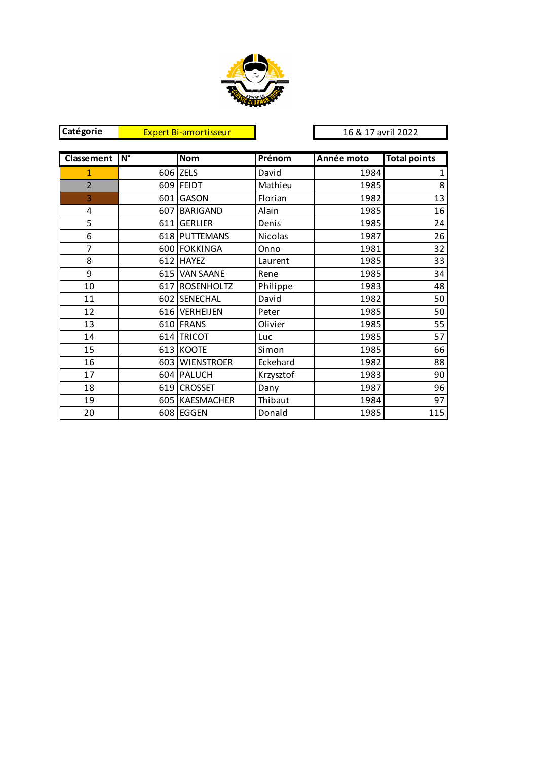| Catégorie | Expert Bi-amortisseur |
|---|---|

16 & 17 avril 2022

| Classement | N° | Nom | Prénom | Année moto | Total points |
|---|---|---|---|---|---|
| 1 | 606 | ZELS | David | 1984 | 1 |
| 2 | 609 | FEIDT | Mathieu | 1985 | 8 |
| 3 | 601 | GASON | Florian | 1982 | 13 |
| 4 | 607 | BARIGAND | Alain | 1985 | 16 |
| 5 | 611 | GERLIER | Denis | 1985 | 24 |
| 6 | 618 | PUTTEMANS | Nicolas | 1987 | 26 |
| 7 | 600 | FOKKINGA | Onno | 1981 | 32 |
| 8 | 612 | HAYEZ | Laurent | 1985 | 33 |
| 9 | 615 | VAN SAANE | Rene | 1985 | 34 |
| 10 | 617 | ROSENHOLTZ | Philippe | 1983 | 48 |
| 11 | 602 | SENECHAL | David | 1982 | 50 |
| 12 | 616 | VERHEIJEN | Peter | 1985 | 50 |
| 13 | 610 | FRANS | Olivier | 1985 | 55 |
| 14 | 614 | TRICOT | Luc | 1985 | 57 |
| 15 | 613 | KOOTE | Simon | 1985 | 66 |
| 16 | 603 | WIENSTROER | Eckehard | 1982 | 88 |
| 17 | 604 | PALUCH | Krzysztof | 1983 | 90 |
| 18 | 619 | CROSSET | Dany | 1987 | 96 |
| 19 | 605 | KAESMACHER | Thibaut | 1984 | 97 |
| 20 | 608 | EGGEN | Donald | 1985 | 115 |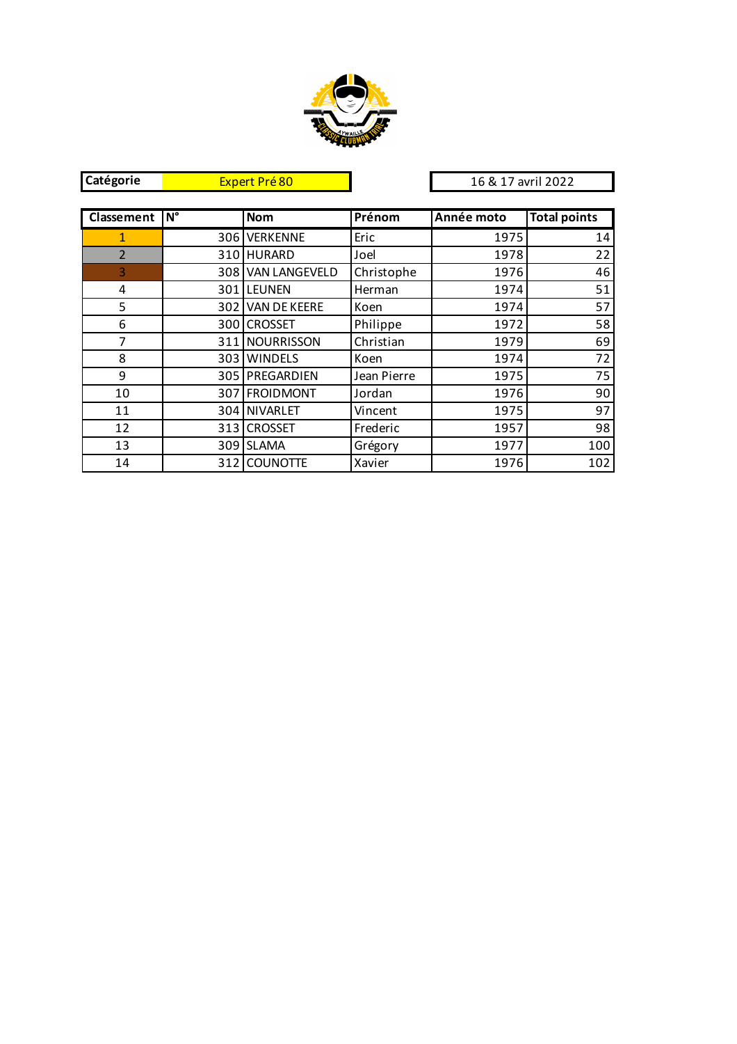| Catégorie | Expert Pré 80 |
|---|---|

16 & 17 avril 2022

| Classement | N° | Nom | Prénom | Année moto | Total points |
|---|---|---|---|---|---|
| 1 | 306 | VERKENNE | Eric | 1975 | 14 |
| 2 | 310 | HURARD | Joel | 1978 | 22 |
| 3 | 308 | VAN LANGEVELD | Christophe | 1976 | 46 |
| 4 | 301 | LEUNEN | Herman | 1974 | 51 |
| 5 | 302 | VAN DE KEERE | Koen | 1974 | 57 |
| 6 | 300 | CROSSET | Philippe | 1972 | 58 |
| 7 | 311 | NOURRISSON | Christian | 1979 | 69 |
| 8 | 303 | WINDELS | Koen | 1974 | 72 |
| 9 | 305 | PREGARDIEN | Jean Pierre | 1975 | 75 |
| 10 | 307 | FROIDMONT | Jordan | 1976 | 90 |
| 11 | 304 | NIVARLET | Vincent | 1975 | 97 |
| 12 | 313 | CROSSET | Frederic | 1957 | 98 |
| 13 | 309 | SLAMA | Grégory | 1977 | 100 |
| 14 | 312 | COUNOTTE | Xavier | 1976 | 102 |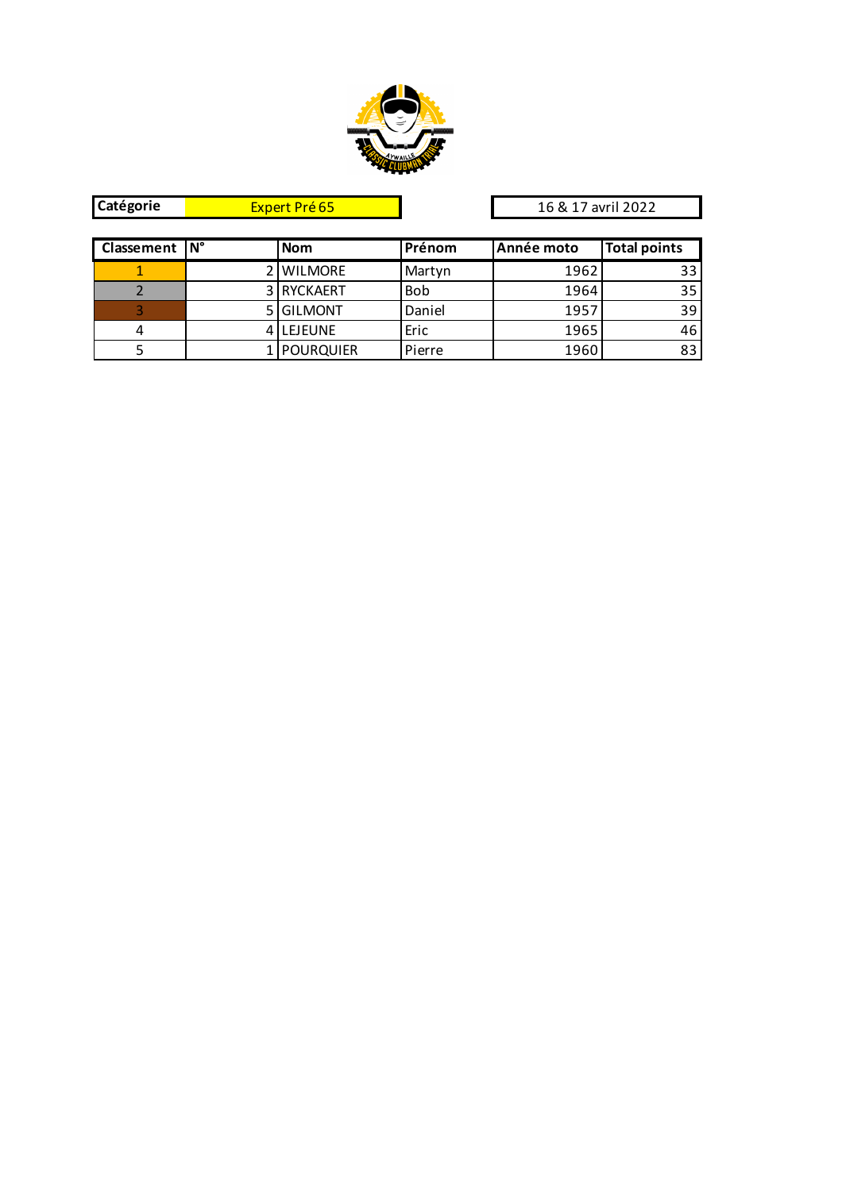| Catégorie | Expert Pré 65 |
| --- | --- |

16 & 17 avril 2022

| Classement | N° | Nom | Prénom | Année moto | Total points |
| --- | --- | --- | --- | --- | --- |
| 1 | 2 | WILMORE | Martyn | 1962 | 33 |
| 2 | 3 | RYCKAERT | Bob | 1964 | 35 |
| 3 | 5 | GILMONT | Daniel | 1957 | 39 |
| 4 | 4 | LEJEUNE | Eric | 1965 | 46 |
| 5 | 1 | POURQUIER | Pierre | 1960 | 83 |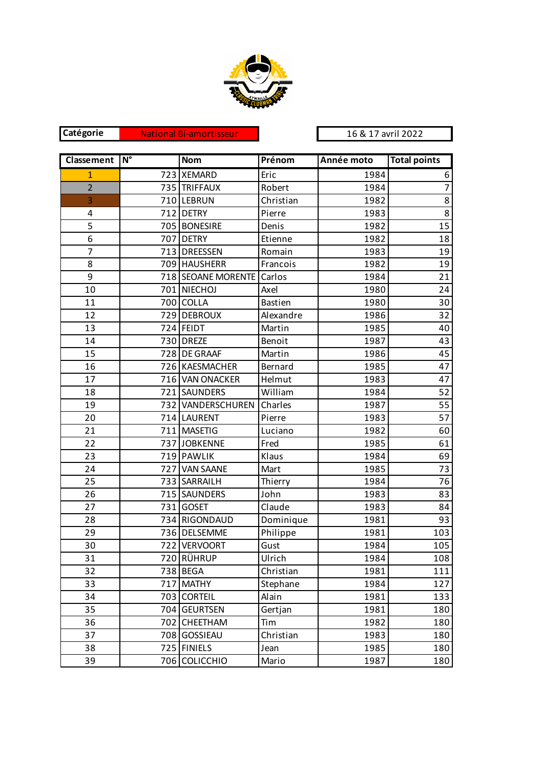| Catégorie | National Bi-amortisseur | | 16 & 17 avril 2022 |
|---|---|---|---|

| Classement | N° | Nom | Prénom | Année moto | Total points |
|---|---|---|---|---|---|
| 1 | 723 | XEMARD | Eric | 1984 | 6 |
| 2 | 735 | TRIFFAUX | Robert | 1984 | 7 |
| 3 | 710 | LEBRUN | Christian | 1982 | 8 |
| 4 | 712 | DETRY | Pierre | 1983 | 8 |
| 5 | 705 | BONESIRE | Denis | 1982 | 15 |
| 6 | 707 | DETRY | Etienne | 1982 | 18 |
| 7 | 713 | DREESSEN | Romain | 1983 | 19 |
| 8 | 709 | HAUSHERR | Francois | 1982 | 19 |
| 9 | 718 | SEOANE MORENTE | Carlos | 1984 | 21 |
| 10 | 701 | NIECHOJ | Axel | 1980 | 24 |
| 11 | 700 | COLLA | Bastien | 1980 | 30 |
| 12 | 729 | DEBROUX | Alexandre | 1986 | 32 |
| 13 | 724 | FEIDT | Martin | 1985 | 40 |
| 14 | 730 | DREZE | Benoit | 1987 | 43 |
| 15 | 728 | DE GRAAF | Martin | 1986 | 45 |
| 16 | 726 | KAESMACHER | Bernard | 1985 | 47 |
| 17 | 716 | VAN ONACKER | Helmut | 1983 | 47 |
| 18 | 721 | SAUNDERS | William | 1984 | 52 |
| 19 | 732 | VANDERSCHUREN | Charles | 1987 | 55 |
| 20 | 714 | LAURENT | Pierre | 1983 | 57 |
| 21 | 711 | MASETIG | Luciano | 1982 | 60 |
| 22 | 737 | JOBKENNE | Fred | 1985 | 61 |
| 23 | 719 | PAWLIK | Klaus | 1984 | 69 |
| 24 | 727 | VAN SAANE | Mart | 1985 | 73 |
| 25 | 733 | SARRAILH | Thierry | 1984 | 76 |
| 26 | 715 | SAUNDERS | John | 1983 | 83 |
| 27 | 731 | GOSET | Claude | 1983 | 84 |
| 28 | 734 | RIGONDAUD | Dominique | 1981 | 93 |
| 29 | 736 | DELSEMME | Philippe | 1981 | 103 |
| 30 | 722 | VERVOORT | Gust | 1984 | 105 |
| 31 | 720 | RÜHRUP | Ulrich | 1984 | 108 |
| 32 | 738 | BEGA | Christian | 1981 | 111 |
| 33 | 717 | MATHY | Stephane | 1984 | 127 |
| 34 | 703 | CORTEIL | Alain | 1981 | 133 |
| 35 | 704 | GEURTSEN | Gertjan | 1981 | 180 |
| 36 | 702 | CHEETHAM | Tim | 1982 | 180 |
| 37 | 708 | GOSSIEAU | Christian | 1983 | 180 |
| 38 | 725 | FINIELS | Jean | 1985 | 180 |
| 39 | 706 | COLICCHIO | Mario | 1987 | 180 |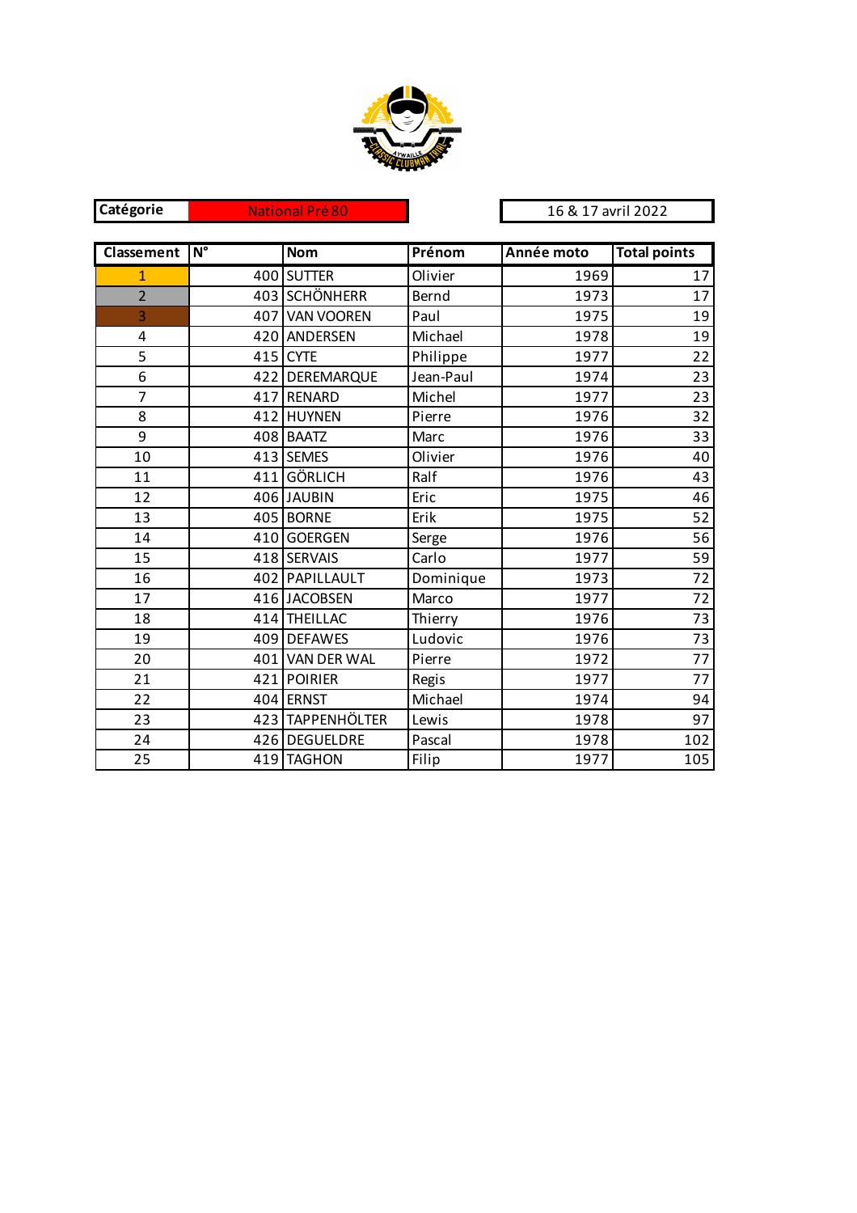| Catégorie | National Pré 80 |
|---|---|

16 & 17 avril 2022

| Classement | N° | Nom | Prénom | Année moto | Total points |
|---|---|---|---|---|---|
| 1 | 400 | SUTTER | Olivier | 1969 | 17 |
| 2 | 403 | SCHÖNHERR | Bernd | 1973 | 17 |
| 3 | 407 | VAN VOOREN | Paul | 1975 | 19 |
| 4 | 420 | ANDERSEN | Michael | 1978 | 19 |
| 5 | 415 | CYTE | Philippe | 1977 | 22 |
| 6 | 422 | DEREMARQUE | Jean-Paul | 1974 | 23 |
| 7 | 417 | RENARD | Michel | 1977 | 23 |
| 8 | 412 | HUYNEN | Pierre | 1976 | 32 |
| 9 | 408 | BAATZ | Marc | 1976 | 33 |
| 10 | 413 | SEMES | Olivier | 1976 | 40 |
| 11 | 411 | GÖRLICH | Ralf | 1976 | 43 |
| 12 | 406 | JAUBIN | Eric | 1975 | 46 |
| 13 | 405 | BORNE | Erik | 1975 | 52 |
| 14 | 410 | GOERGEN | Serge | 1976 | 56 |
| 15 | 418 | SERVAIS | Carlo | 1977 | 59 |
| 16 | 402 | PAPILLAULT | Dominique | 1973 | 72 |
| 17 | 416 | JACOBSEN | Marco | 1977 | 72 |
| 18 | 414 | THEILLAC | Thierry | 1976 | 73 |
| 19 | 409 | DEFAWES | Ludovic | 1976 | 73 |
| 20 | 401 | VAN DER WAL | Pierre | 1972 | 77 |
| 21 | 421 | POIRIER | Regis | 1977 | 77 |
| 22 | 404 | ERNST | Michael | 1974 | 94 |
| 23 | 423 | TAPPENHÖLTER | Lewis | 1978 | 97 |
| 24 | 426 | DEGUELDRE | Pascal | 1978 | 102 |
| 25 | 419 | TAGHON | Filip | 1977 | 105 |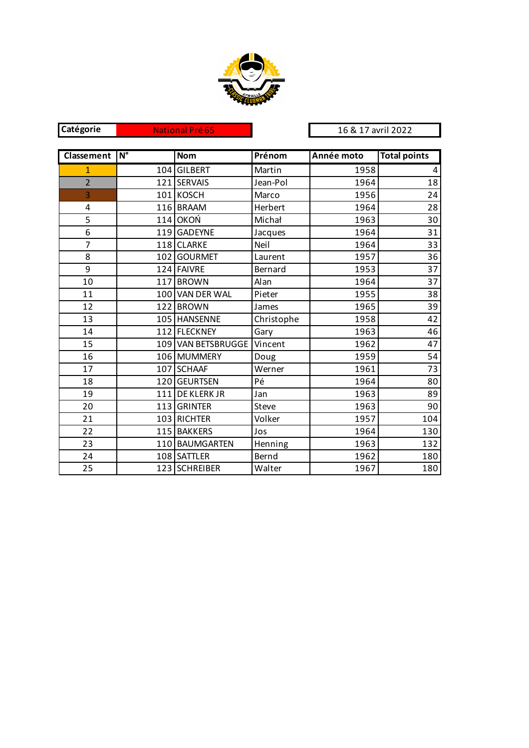| Catégorie | National Pré 65 |
|---|---|

16 & 17 avril 2022

| Classement | N° | Nom | Prénom | Année moto | Total points |
|---|---|---|---|---|---|
| 1 | 104 | GILBERT | Martin | 1958 | 4 |
| 2 | 121 | SERVAIS | Jean-Pol | 1964 | 18 |
| 3 | 101 | KOSCH | Marco | 1956 | 24 |
| 4 | 116 | BRAAM | Herbert | 1964 | 28 |
| 5 | 114 | OKOŃ | Michał | 1963 | 30 |
| 6 | 119 | GADEYNE | Jacques | 1964 | 31 |
| 7 | 118 | CLARKE | Neil | 1964 | 33 |
| 8 | 102 | GOURMET | Laurent | 1957 | 36 |
| 9 | 124 | FAIVRE | Bernard | 1953 | 37 |
| 10 | 117 | BROWN | Alan | 1964 | 37 |
| 11 | 100 | VAN DER WAL | Pieter | 1955 | 38 |
| 12 | 122 | BROWN | James | 1965 | 39 |
| 13 | 105 | HANSENNE | Christophe | 1958 | 42 |
| 14 | 112 | FLECKNEY | Gary | 1963 | 46 |
| 15 | 109 | VAN BETSBRUGGE | Vincent | 1962 | 47 |
| 16 | 106 | MUMMERY | Doug | 1959 | 54 |
| 17 | 107 | SCHAAF | Werner | 1961 | 73 |
| 18 | 120 | GEURTSEN | Pé | 1964 | 80 |
| 19 | 111 | DE KLERK JR | Jan | 1963 | 89 |
| 20 | 113 | GRINTER | Steve | 1963 | 90 |
| 21 | 103 | RICHTER | Volker | 1957 | 104 |
| 22 | 115 | BAKKERS | Jos | 1964 | 130 |
| 23 | 110 | BAUMGARTEN | Henning | 1963 | 132 |
| 24 | 108 | SATTLER | Bernd | 1962 | 180 |
| 25 | 123 | SCHREIBER | Walter | 1967 | 180 |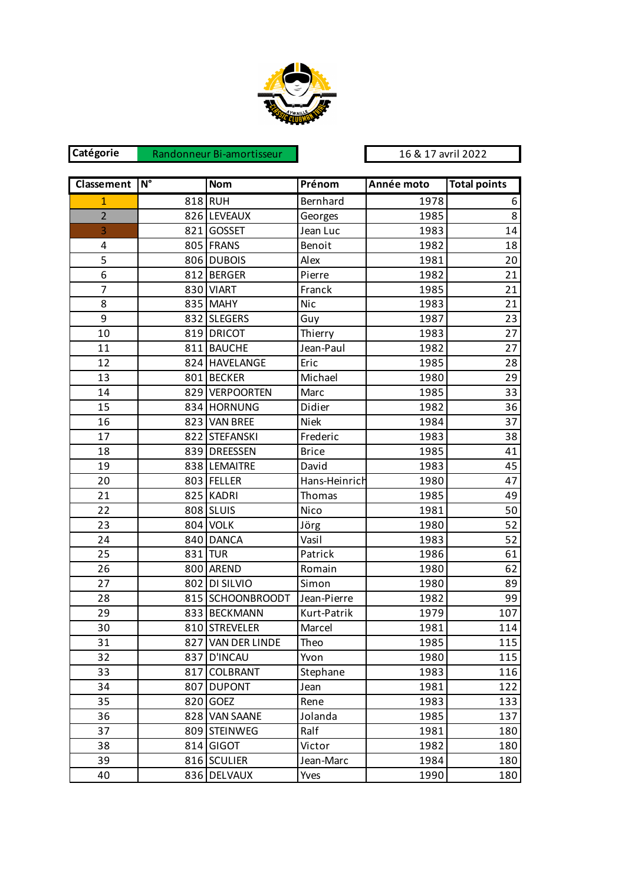| Catégorie | Randonneur Bi-amortisseur |
|---|---|

16 & 17 avril 2022

| Classement | N° | Nom | Prénom | Année moto | Total points |
|---|---|---|---|---|---|
| 1 | 818 | RUH | Bernhard | 1978 | 6 |
| 2 | 826 | LEVEAUX | Georges | 1985 | 8 |
| 3 | 821 | GOSSET | Jean Luc | 1983 | 14 |
| 4 | 805 | FRANS | Benoit | 1982 | 18 |
| 5 | 806 | DUBOIS | Alex | 1981 | 20 |
| 6 | 812 | BERGER | Pierre | 1982 | 21 |
| 7 | 830 | VIART | Franck | 1985 | 21 |
| 8 | 835 | MAHY | Nic | 1983 | 21 |
| 9 | 832 | SLEGERS | Guy | 1987 | 23 |
| 10 | 819 | DRICOT | Thierry | 1983 | 27 |
| 11 | 811 | BAUCHE | Jean-Paul | 1982 | 27 |
| 12 | 824 | HAVELANGE | Eric | 1985 | 28 |
| 13 | 801 | BECKER | Michael | 1980 | 29 |
| 14 | 829 | VERPOORTEN | Marc | 1985 | 33 |
| 15 | 834 | HORNUNG | Didier | 1982 | 36 |
| 16 | 823 | VAN BREE | Niek | 1984 | 37 |
| 17 | 822 | STEFANSKI | Frederic | 1983 | 38 |
| 18 | 839 | DREESSEN | Brice | 1985 | 41 |
| 19 | 838 | LEMAITRE | David | 1983 | 45 |
| 20 | 803 | FELLER | Hans-Heinrich | 1980 | 47 |
| 21 | 825 | KADRI | Thomas | 1985 | 49 |
| 22 | 808 | SLUIS | Nico | 1981 | 50 |
| 23 | 804 | VOLK | Jörg | 1980 | 52 |
| 24 | 840 | DANCA | Vasil | 1983 | 52 |
| 25 | 831 | TUR | Patrick | 1986 | 61 |
| 26 | 800 | AREND | Romain | 1980 | 62 |
| 27 | 802 | DI SILVIO | Simon | 1980 | 89 |
| 28 | 815 | SCHOONBROODT | Jean-Pierre | 1982 | 99 |
| 29 | 833 | BECKMANN | Kurt-Patrik | 1979 | 107 |
| 30 | 810 | STREVELER | Marcel | 1981 | 114 |
| 31 | 827 | VAN DER LINDE | Theo | 1985 | 115 |
| 32 | 837 | D'INCAU | Yvon | 1980 | 115 |
| 33 | 817 | COLBRANT | Stephane | 1983 | 116 |
| 34 | 807 | DUPONT | Jean | 1981 | 122 |
| 35 | 820 | GOEZ | Rene | 1983 | 133 |
| 36 | 828 | VAN SAANE | Jolanda | 1985 | 137 |
| 37 | 809 | STEINWEG | Ralf | 1981 | 180 |
| 38 | 814 | GIGOT | Victor | 1982 | 180 |
| 39 | 816 | SCULIER | Jean-Marc | 1984 | 180 |
| 40 | 836 | DELVAUX | Yves | 1990 | 180 |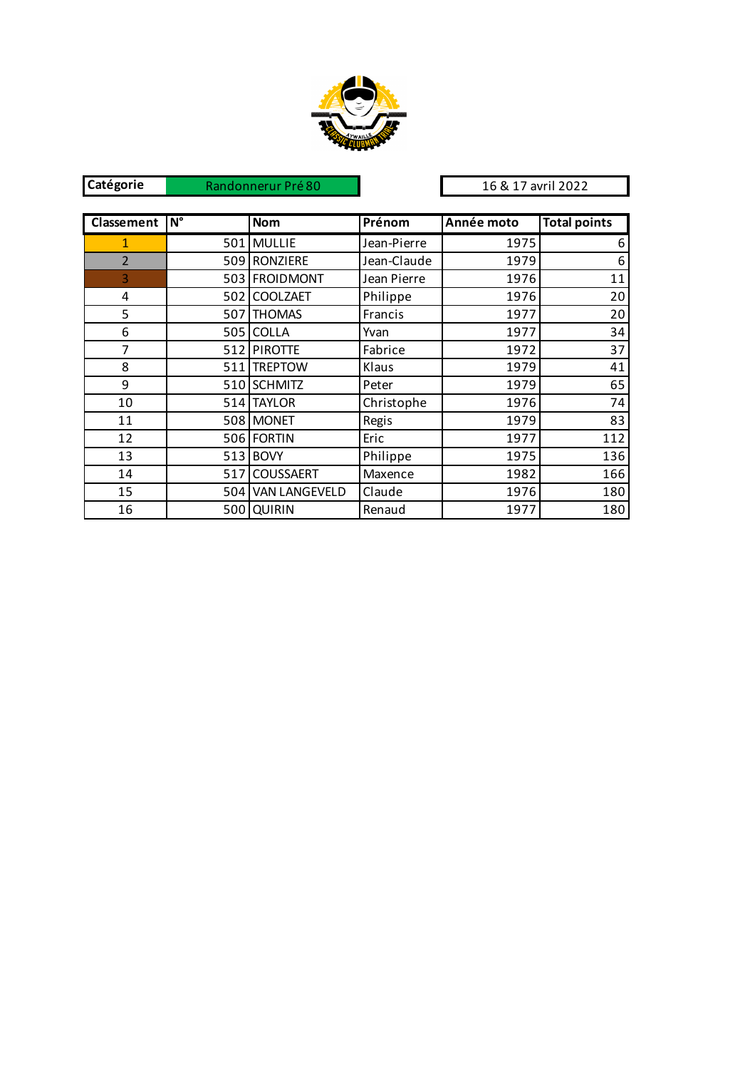| Catégorie | Randonneur Pré 80 |
|---|---|

16 & 17 avril 2022

| Classement | N° | Nom | Prénom | Année moto | Total points |
|---|---|---|---|---|---|
| 1 | 501 | MULLIE | Jean-Pierre | 1975 | 6 |
| 2 | 509 | RONZIERE | Jean-Claude | 1979 | 6 |
| 3 | 503 | FROIDMONT | Jean Pierre | 1976 | 11 |
| 4 | 502 | COOLZAET | Philippe | 1976 | 20 |
| 5 | 507 | THOMAS | Francis | 1977 | 20 |
| 6 | 505 | COLLA | Yvan | 1977 | 34 |
| 7 | 512 | PIROTTE | Fabrice | 1972 | 37 |
| 8 | 511 | TREPTOW | Klaus | 1979 | 41 |
| 9 | 510 | SCHMITZ | Peter | 1979 | 65 |
| 10 | 514 | TAYLOR | Christophe | 1976 | 74 |
| 11 | 508 | MONET | Regis | 1979 | 83 |
| 12 | 506 | FORTIN | Eric | 1977 | 112 |
| 13 | 513 | BOVY | Philippe | 1975 | 136 |
| 14 | 517 | COUSSAERT | Maxence | 1982 | 166 |
| 15 | 504 | VAN LANGEVELD | Claude | 1976 | 180 |
| 16 | 500 | QUIRIN | Renaud | 1977 | 180 |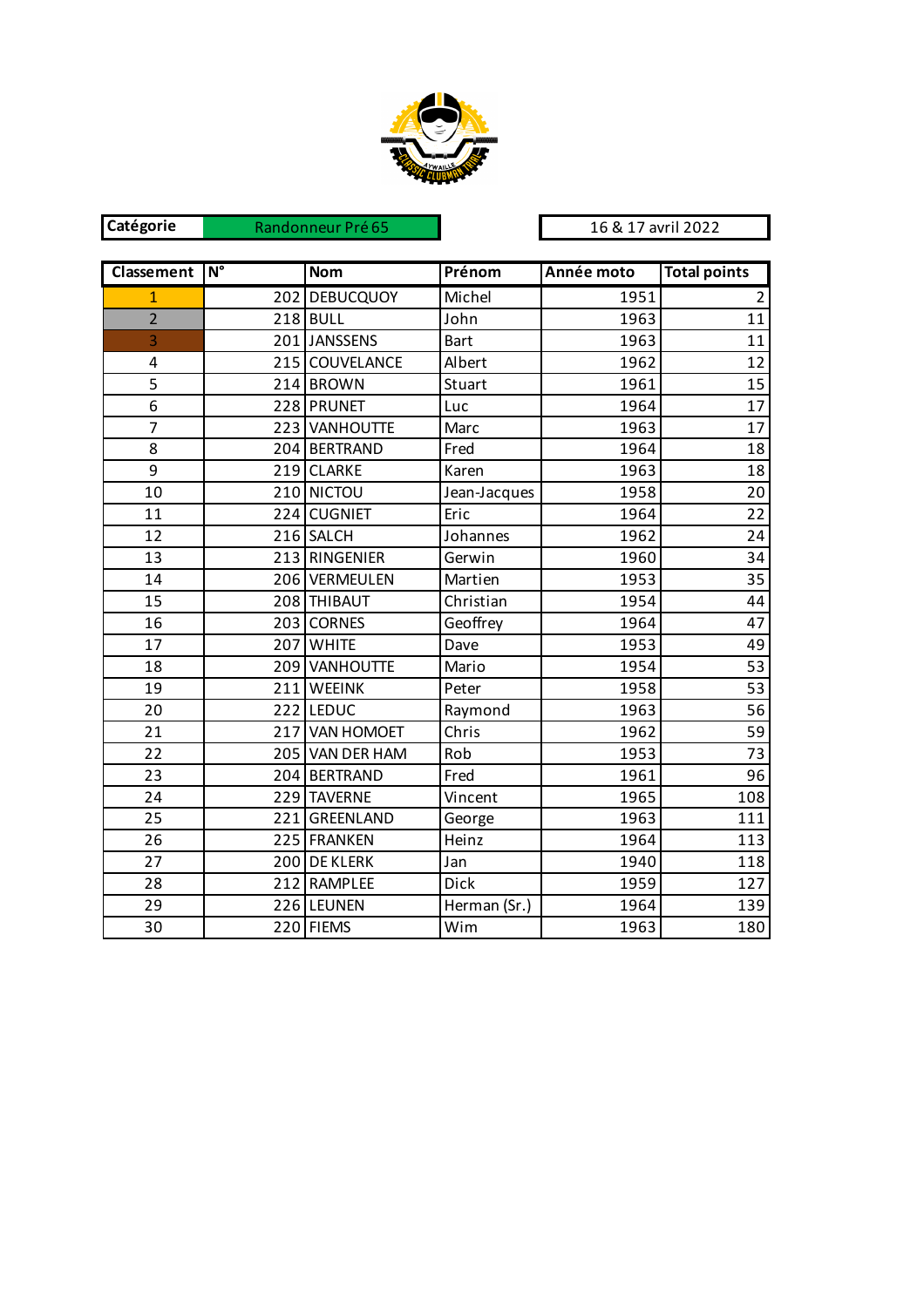| Catégorie | Randonneur Pré 65 | | 16 & 17 avril 2022 |
|---|---|---|---|

| Classement | N° | Nom | Prénom | Année moto | Total points |
|---|---|---|---|---|---|
| 1 | 202 | DEBUCQUOY | Michel | 1951 | 2 |
| 2 | 218 | BULL | John | 1963 | 11 |
| 3 | 201 | JANSSENS | Bart | 1963 | 11 |
| 4 | 215 | COUVELANCE | Albert | 1962 | 12 |
| 5 | 214 | BROWN | Stuart | 1961 | 15 |
| 6 | 228 | PRUNET | Luc | 1964 | 17 |
| 7 | 223 | VANHOUTTE | Marc | 1963 | 17 |
| 8 | 204 | BERTRAND | Fred | 1964 | 18 |
| 9 | 219 | CLARKE | Karen | 1963 | 18 |
| 10 | 210 | NICTOU | Jean-Jacques | 1958 | 20 |
| 11 | 224 | CUGNIET | Eric | 1964 | 22 |
| 12 | 216 | SALCH | Johannes | 1962 | 24 |
| 13 | 213 | RINGENIER | Gerwin | 1960 | 34 |
| 14 | 206 | VERMEULEN | Martien | 1953 | 35 |
| 15 | 208 | THIBAUT | Christian | 1954 | 44 |
| 16 | 203 | CORNES | Geoffrey | 1964 | 47 |
| 17 | 207 | WHITE | Dave | 1953 | 49 |
| 18 | 209 | VANHOUTTE | Mario | 1954 | 53 |
| 19 | 211 | WEEINK | Peter | 1958 | 53 |
| 20 | 222 | LEDUC | Raymond | 1963 | 56 |
| 21 | 217 | VAN HOMOET | Chris | 1962 | 59 |
| 22 | 205 | VAN DER HAM | Rob | 1953 | 73 |
| 23 | 204 | BERTRAND | Fred | 1961 | 96 |
| 24 | 229 | TAVERNE | Vincent | 1965 | 108 |
| 25 | 221 | GREENLAND | George | 1963 | 111 |
| 26 | 225 | FRANKEN | Heinz | 1964 | 113 |
| 27 | 200 | DE KLERK | Jan | 1940 | 118 |
| 28 | 212 | RAMPLEE | Dick | 1959 | 127 |
| 29 | 226 | LEUNEN | Herman (Sr.) | 1964 | 139 |
| 30 | 220 | FIEMS | Wim | 1963 | 180 |